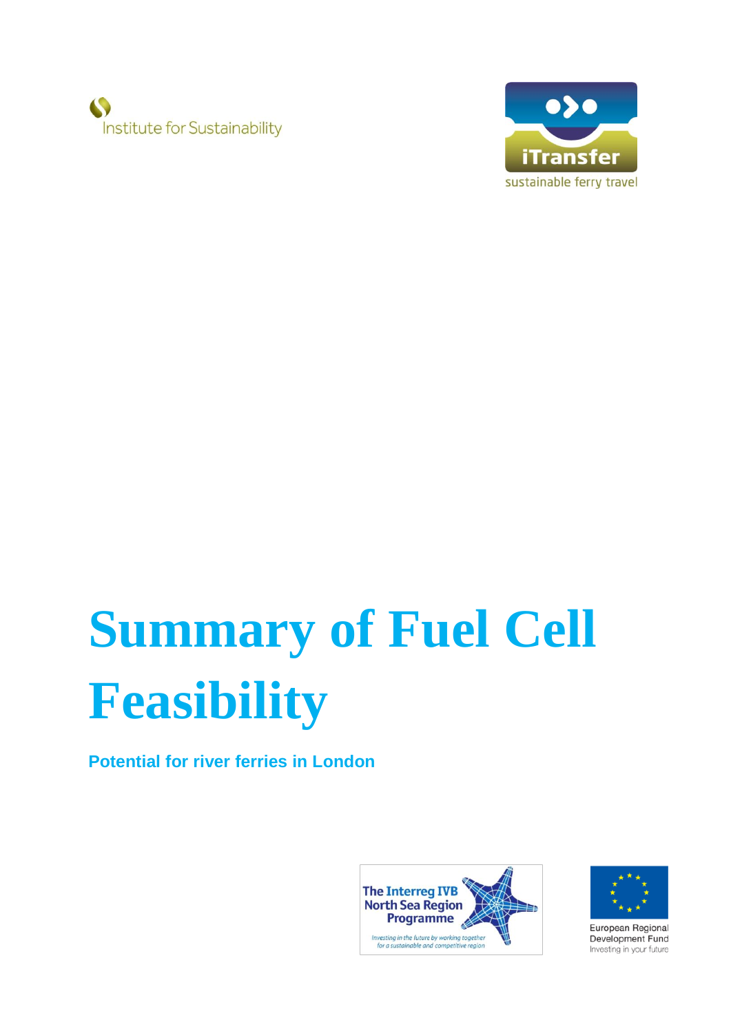Institute for Sustainability

iTransfer
sustainable ferry travel

# Summary of Fuel Cell Feasibility

**Potential for river ferries in London**

The Interreg IVB North Sea Region Programme
*Investing in the future by working together for a sustainable and competitive region*

European Regional Development Fund
Investing in your future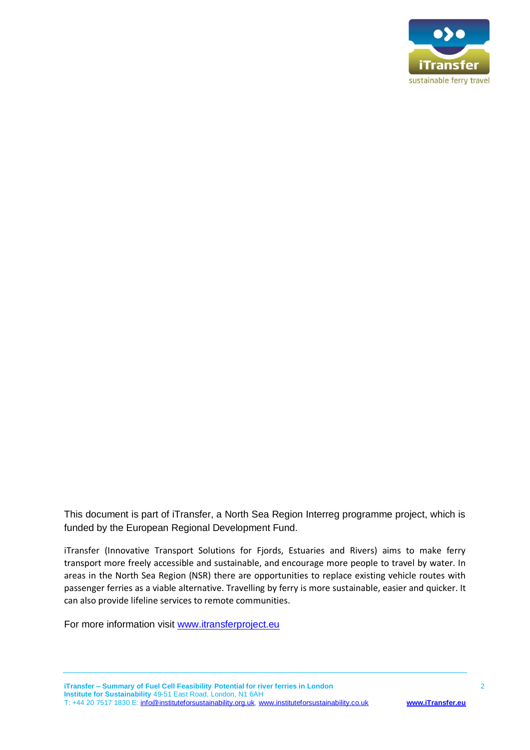This document is part of iTransfer, a North Sea Region Interreg programme project, which is funded by the European Regional Development Fund.

iTransfer (Innovative Transport Solutions for Fjords, Estuaries and Rivers) aims to make ferry transport more freely accessible and sustainable, and encourage more people to travel by water. In areas in the North Sea Region (NSR) there are opportunities to replace existing vehicle routes with passenger ferries as a viable alternative. Travelling by ferry is more sustainable, easier and quicker. It can also provide lifeline services to remote communities.

For more information visit www.itransferproject.eu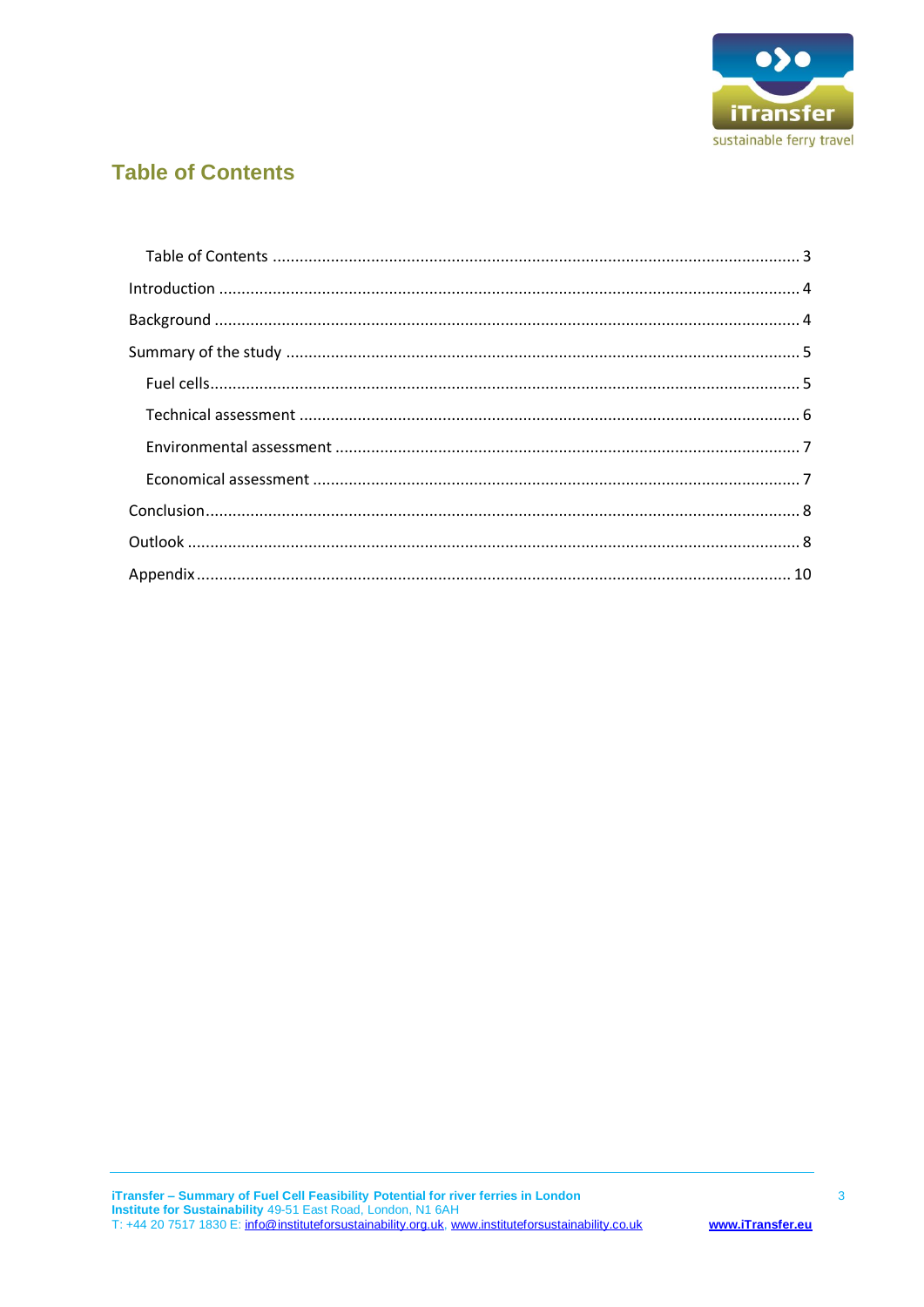## Table of Contents

- Table of Contents ........................................ 3
- Introduction ........................................ 4
- Background ........................................ 4
- Summary of the study ........................................ 5
  - Fuel cells ........................................ 5
  - Technical assessment ........................................ 6
  - Environmental assessment ........................................ 7
  - Economical assessment ........................................ 7
- Conclusion ........................................ 8
- Outlook ........................................ 8
- Appendix ........................................ 10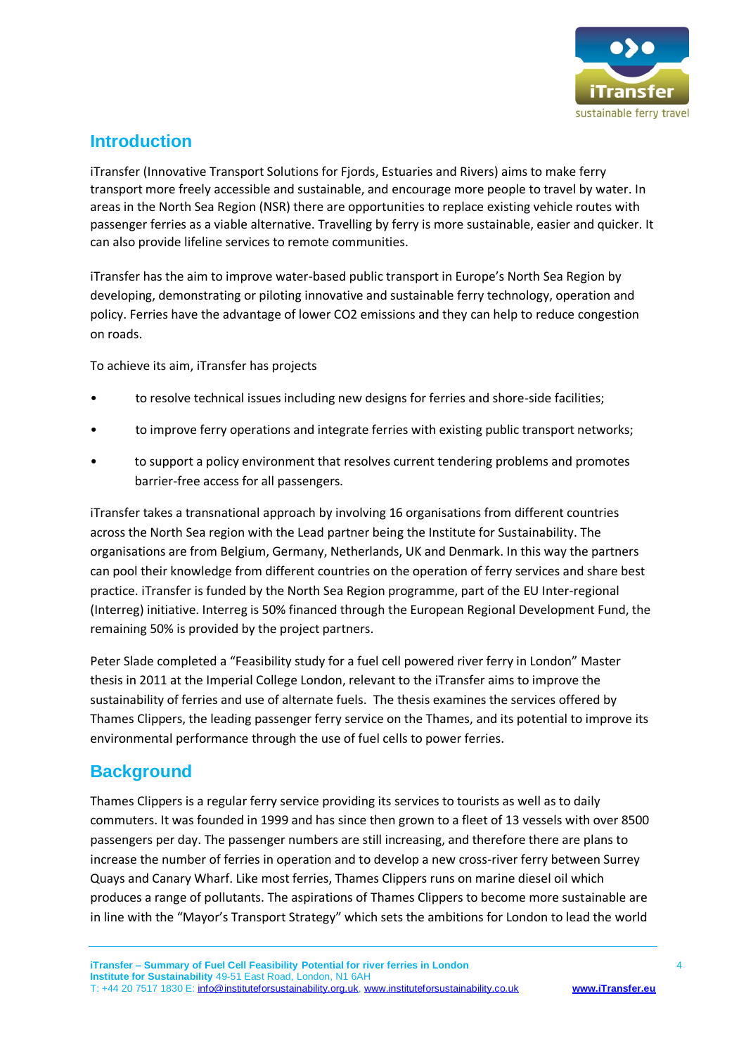## Introduction

iTransfer (Innovative Transport Solutions for Fjords, Estuaries and Rivers) aims to make ferry transport more freely accessible and sustainable, and encourage more people to travel by water. In areas in the North Sea Region (NSR) there are opportunities to replace existing vehicle routes with passenger ferries as a viable alternative. Travelling by ferry is more sustainable, easier and quicker. It can also provide lifeline services to remote communities.

iTransfer has the aim to improve water-based public transport in Europe's North Sea Region by developing, demonstrating or piloting innovative and sustainable ferry technology, operation and policy. Ferries have the advantage of lower CO2 emissions and they can help to reduce congestion on roads.

To achieve its aim, iTransfer has projects

- to resolve technical issues including new designs for ferries and shore-side facilities;
- to improve ferry operations and integrate ferries with existing public transport networks;
- to support a policy environment that resolves current tendering problems and promotes barrier-free access for all passengers.

iTransfer takes a transnational approach by involving 16 organisations from different countries across the North Sea region with the Lead partner being the Institute for Sustainability. The organisations are from Belgium, Germany, Netherlands, UK and Denmark. In this way the partners can pool their knowledge from different countries on the operation of ferry services and share best practice. iTransfer is funded by the North Sea Region programme, part of the EU Inter-regional (Interreg) initiative. Interreg is 50% financed through the European Regional Development Fund, the remaining 50% is provided by the project partners.

Peter Slade completed a "Feasibility study for a fuel cell powered river ferry in London" Master thesis in 2011 at the Imperial College London, relevant to the iTransfer aims to improve the sustainability of ferries and use of alternate fuels. The thesis examines the services offered by Thames Clippers, the leading passenger ferry service on the Thames, and its potential to improve its environmental performance through the use of fuel cells to power ferries.

## Background

Thames Clippers is a regular ferry service providing its services to tourists as well as to daily commuters. It was founded in 1999 and has since then grown to a fleet of 13 vessels with over 8500 passengers per day. The passenger numbers are still increasing, and therefore there are plans to increase the number of ferries in operation and to develop a new cross-river ferry between Surrey Quays and Canary Wharf. Like most ferries, Thames Clippers runs on marine diesel oil which produces a range of pollutants. The aspirations of Thames Clippers to become more sustainable are in line with the "Mayor's Transport Strategy" which sets the ambitions for London to lead the world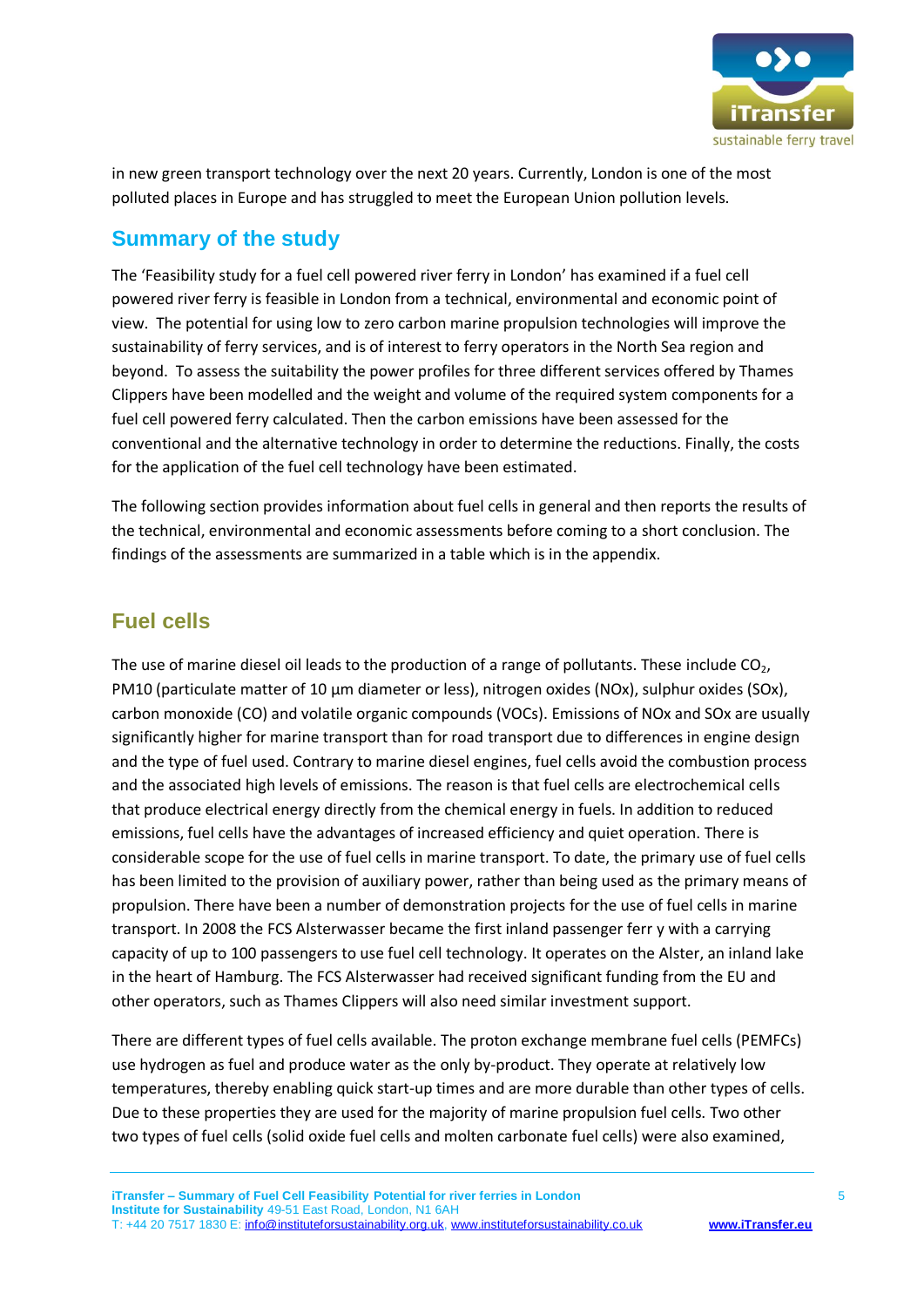in new green transport technology over the next 20 years. Currently, London is one of the most polluted places in Europe and has struggled to meet the European Union pollution levels.

## Summary of the study

The 'Feasibility study for a fuel cell powered river ferry in London' has examined if a fuel cell powered river ferry is feasible in London from a technical, environmental and economic point of view. The potential for using low to zero carbon marine propulsion technologies will improve the sustainability of ferry services, and is of interest to ferry operators in the North Sea region and beyond. To assess the suitability the power profiles for three different services offered by Thames Clippers have been modelled and the weight and volume of the required system components for a fuel cell powered ferry calculated. Then the carbon emissions have been assessed for the conventional and the alternative technology in order to determine the reductions. Finally, the costs for the application of the fuel cell technology have been estimated.

The following section provides information about fuel cells in general and then reports the results of the technical, environmental and economic assessments before coming to a short conclusion. The findings of the assessments are summarized in a table which is in the appendix.

## Fuel cells

The use of marine diesel oil leads to the production of a range of pollutants. These include $CO_2$, PM10 (particulate matter of 10 µm diameter or less), nitrogen oxides (NOx), sulphur oxides (SOx), carbon monoxide (CO) and volatile organic compounds (VOCs). Emissions of NOx and SOx are usually significantly higher for marine transport than for road transport due to differences in engine design and the type of fuel used. Contrary to marine diesel engines, fuel cells avoid the combustion process and the associated high levels of emissions. The reason is that fuel cells are electrochemical cells that produce electrical energy directly from the chemical energy in fuels. In addition to reduced emissions, fuel cells have the advantages of increased efficiency and quiet operation. There is considerable scope for the use of fuel cells in marine transport. To date, the primary use of fuel cells has been limited to the provision of auxiliary power, rather than being used as the primary means of propulsion. There have been a number of demonstration projects for the use of fuel cells in marine transport. In 2008 the FCS Alsterwasser became the first inland passenger ferr y with a carrying capacity of up to 100 passengers to use fuel cell technology. It operates on the Alster, an inland lake in the heart of Hamburg. The FCS Alsterwasser had received significant funding from the EU and other operators, such as Thames Clippers will also need similar investment support.

There are different types of fuel cells available. The proton exchange membrane fuel cells (PEMFCs) use hydrogen as fuel and produce water as the only by-product. They operate at relatively low temperatures, thereby enabling quick start-up times and are more durable than other types of cells. Due to these properties they are used for the majority of marine propulsion fuel cells. Two other two types of fuel cells (solid oxide fuel cells and molten carbonate fuel cells) were also examined,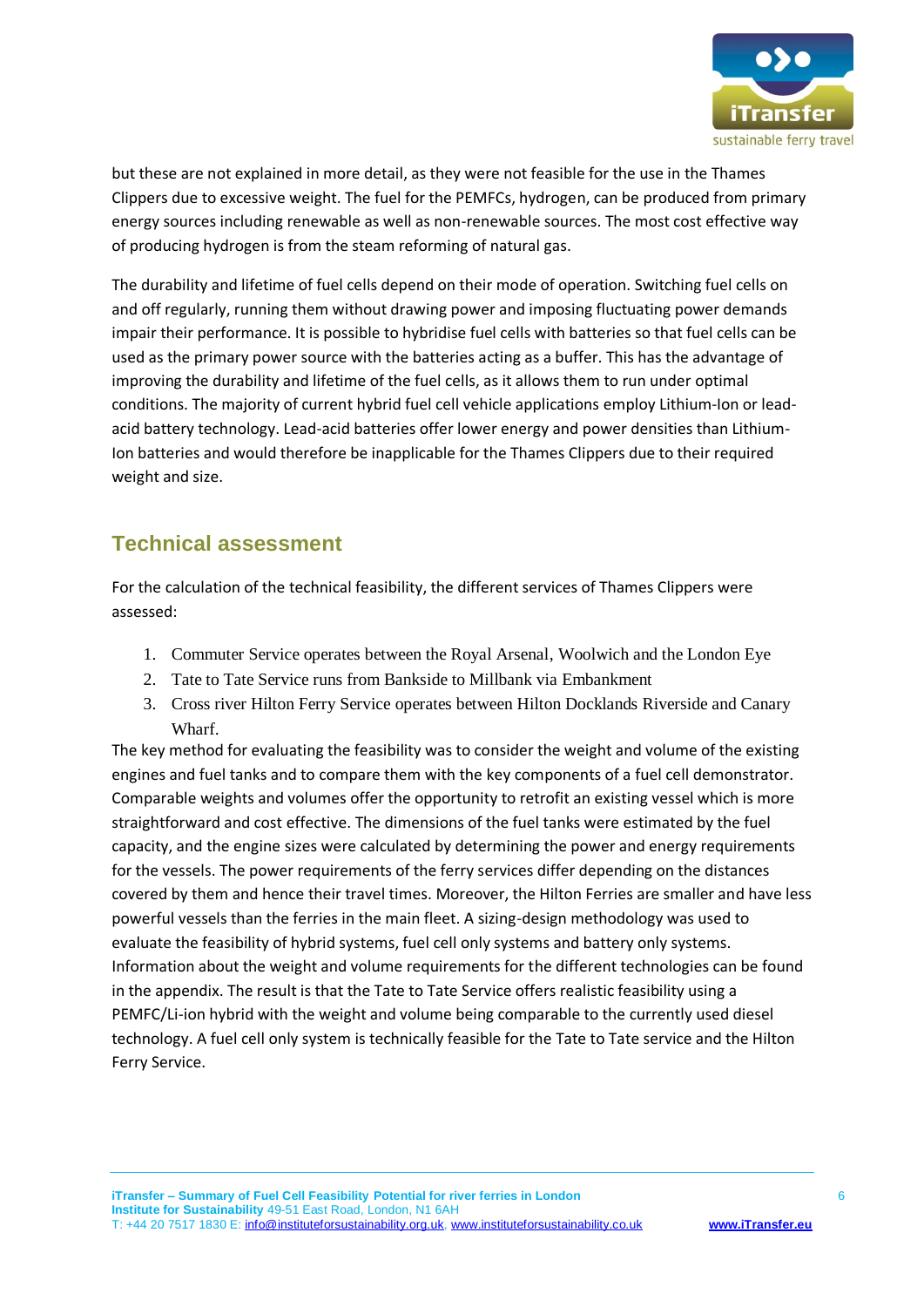but these are not explained in more detail, as they were not feasible for the use in the Thames Clippers due to excessive weight. The fuel for the PEMFCs, hydrogen, can be produced from primary energy sources including renewable as well as non-renewable sources. The most cost effective way of producing hydrogen is from the steam reforming of natural gas.

The durability and lifetime of fuel cells depend on their mode of operation. Switching fuel cells on and off regularly, running them without drawing power and imposing fluctuating power demands impair their performance. It is possible to hybridise fuel cells with batteries so that fuel cells can be used as the primary power source with the batteries acting as a buffer. This has the advantage of improving the durability and lifetime of the fuel cells, as it allows them to run under optimal conditions. The majority of current hybrid fuel cell vehicle applications employ Lithium-Ion or lead-acid battery technology. Lead-acid batteries offer lower energy and power densities than Lithium-Ion batteries and would therefore be inapplicable for the Thames Clippers due to their required weight and size.

## Technical assessment

For the calculation of the technical feasibility, the different services of Thames Clippers were assessed:

1. Commuter Service operates between the Royal Arsenal, Woolwich and the London Eye
2. Tate to Tate Service runs from Bankside to Millbank via Embankment
3. Cross river Hilton Ferry Service operates between Hilton Docklands Riverside and Canary Wharf.

The key method for evaluating the feasibility was to consider the weight and volume of the existing engines and fuel tanks and to compare them with the key components of a fuel cell demonstrator. Comparable weights and volumes offer the opportunity to retrofit an existing vessel which is more straightforward and cost effective. The dimensions of the fuel tanks were estimated by the fuel capacity, and the engine sizes were calculated by determining the power and energy requirements for the vessels. The power requirements of the ferry services differ depending on the distances covered by them and hence their travel times. Moreover, the Hilton Ferries are smaller and have less powerful vessels than the ferries in the main fleet. A sizing-design methodology was used to evaluate the feasibility of hybrid systems, fuel cell only systems and battery only systems. Information about the weight and volume requirements for the different technologies can be found in the appendix. The result is that the Tate to Tate Service offers realistic feasibility using a PEMFC/Li-ion hybrid with the weight and volume being comparable to the currently used diesel technology. A fuel cell only system is technically feasible for the Tate to Tate service and the Hilton Ferry Service.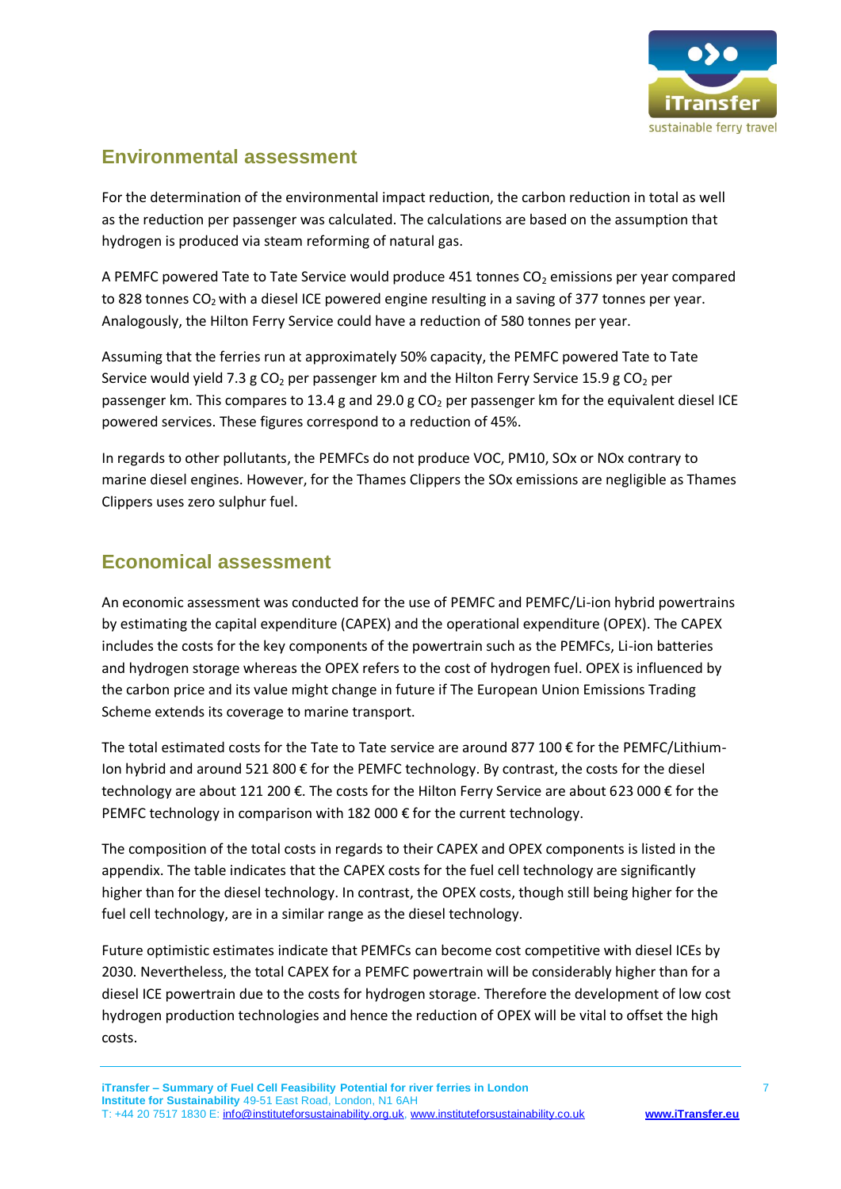## Environmental assessment

For the determination of the environmental impact reduction, the carbon reduction in total as well as the reduction per passenger was calculated. The calculations are based on the assumption that hydrogen is produced via steam reforming of natural gas.

A PEMFC powered Tate to Tate Service would produce 451 tonnes $CO_2$ emissions per year compared to 828 tonnes $CO_2$ with a diesel ICE powered engine resulting in a saving of 377 tonnes per year. Analogously, the Hilton Ferry Service could have a reduction of 580 tonnes per year.

Assuming that the ferries run at approximately 50% capacity, the PEMFC powered Tate to Tate Service would yield 7.3 g $CO_2$ per passenger km and the Hilton Ferry Service 15.9 g $CO_2$ per passenger km. This compares to 13.4 g and 29.0 g $CO_2$ per passenger km for the equivalent diesel ICE powered services. These figures correspond to a reduction of 45%.

In regards to other pollutants, the PEMFCs do not produce VOC, PM10, SOx or NOx contrary to marine diesel engines. However, for the Thames Clippers the SOx emissions are negligible as Thames Clippers uses zero sulphur fuel.

## Economical assessment

An economic assessment was conducted for the use of PEMFC and PEMFC/Li-ion hybrid powertrains by estimating the capital expenditure (CAPEX) and the operational expenditure (OPEX). The CAPEX includes the costs for the key components of the powertrain such as the PEMFCs, Li-ion batteries and hydrogen storage whereas the OPEX refers to the cost of hydrogen fuel. OPEX is influenced by the carbon price and its value might change in future if The European Union Emissions Trading Scheme extends its coverage to marine transport.

The total estimated costs for the Tate to Tate service are around 877 100 € for the PEMFC/Lithium-Ion hybrid and around 521 800 € for the PEMFC technology. By contrast, the costs for the diesel technology are about 121 200 €. The costs for the Hilton Ferry Service are about 623 000 € for the PEMFC technology in comparison with 182 000 € for the current technology.

The composition of the total costs in regards to their CAPEX and OPEX components is listed in the appendix. The table indicates that the CAPEX costs for the fuel cell technology are significantly higher than for the diesel technology. In contrast, the OPEX costs, though still being higher for the fuel cell technology, are in a similar range as the diesel technology.

Future optimistic estimates indicate that PEMFCs can become cost competitive with diesel ICEs by 2030. Nevertheless, the total CAPEX for a PEMFC powertrain will be considerably higher than for a diesel ICE powertrain due to the costs for hydrogen storage. Therefore the development of low cost hydrogen production technologies and hence the reduction of OPEX will be vital to offset the high costs.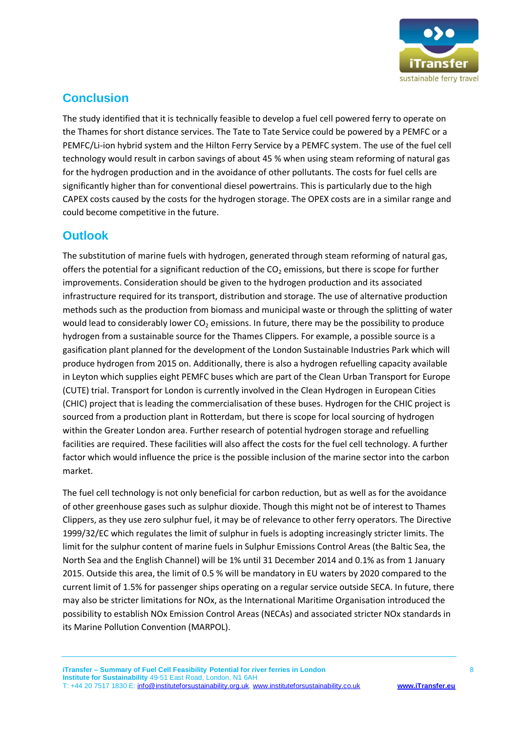## Conclusion

The study identified that it is technically feasible to develop a fuel cell powered ferry to operate on the Thames for short distance services. The Tate to Tate Service could be powered by a PEMFC or a PEMFC/Li-ion hybrid system and the Hilton Ferry Service by a PEMFC system. The use of the fuel cell technology would result in carbon savings of about 45 % when using steam reforming of natural gas for the hydrogen production and in the avoidance of other pollutants. The costs for fuel cells are significantly higher than for conventional diesel powertrains. This is particularly due to the high CAPEX costs caused by the costs for the hydrogen storage. The OPEX costs are in a similar range and could become competitive in the future.

## Outlook

The substitution of marine fuels with hydrogen, generated through steam reforming of natural gas, offers the potential for a significant reduction of the $CO_2$ emissions, but there is scope for further improvements. Consideration should be given to the hydrogen production and its associated infrastructure required for its transport, distribution and storage. The use of alternative production methods such as the production from biomass and municipal waste or through the splitting of water would lead to considerably lower $CO_2$ emissions. In future, there may be the possibility to produce hydrogen from a sustainable source for the Thames Clippers. For example, a possible source is a gasification plant planned for the development of the London Sustainable Industries Park which will produce hydrogen from 2015 on. Additionally, there is also a hydrogen refuelling capacity available in Leyton which supplies eight PEMFC buses which are part of the Clean Urban Transport for Europe (CUTE) trial. Transport for London is currently involved in the Clean Hydrogen in European Cities (CHIC) project that is leading the commercialisation of these buses. Hydrogen for the CHIC project is sourced from a production plant in Rotterdam, but there is scope for local sourcing of hydrogen within the Greater London area. Further research of potential hydrogen storage and refuelling facilities are required. These facilities will also affect the costs for the fuel cell technology. A further factor which would influence the price is the possible inclusion of the marine sector into the carbon market.

The fuel cell technology is not only beneficial for carbon reduction, but as well as for the avoidance of other greenhouse gases such as sulphur dioxide. Though this might not be of interest to Thames Clippers, as they use zero sulphur fuel, it may be of relevance to other ferry operators. The Directive 1999/32/EC which regulates the limit of sulphur in fuels is adopting increasingly stricter limits. The limit for the sulphur content of marine fuels in Sulphur Emissions Control Areas (the Baltic Sea, the North Sea and the English Channel) will be 1% until 31 December 2014 and 0.1% as from 1 January 2015. Outside this area, the limit of 0.5 % will be mandatory in EU waters by 2020 compared to the current limit of 1.5% for passenger ships operating on a regular service outside SECA. In future, there may also be stricter limitations for NOx, as the International Maritime Organisation introduced the possibility to establish NOx Emission Control Areas (NECAs) and associated stricter NOx standards in its Marine Pollution Convention (MARPOL).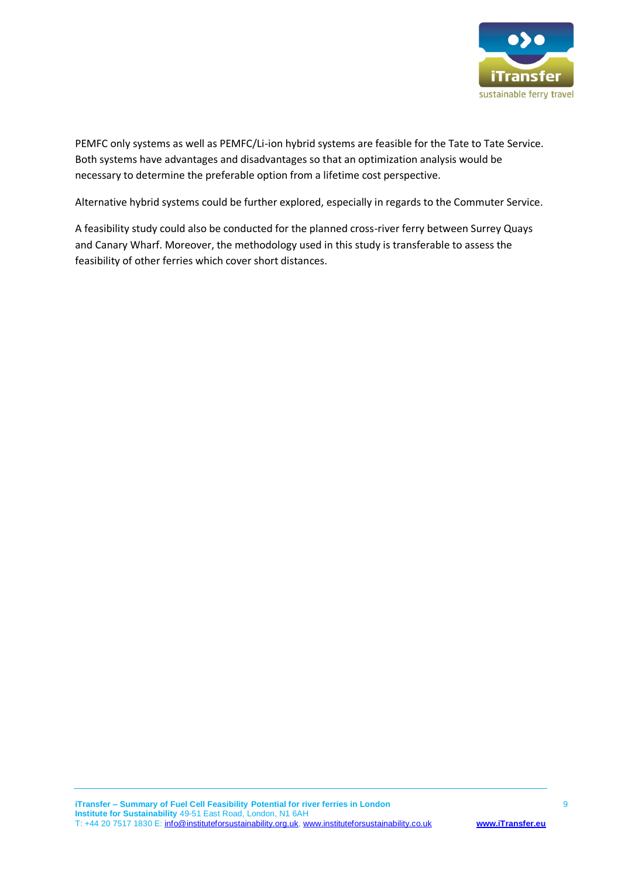PEMFC only systems as well as PEMFC/Li-ion hybrid systems are feasible for the Tate to Tate Service. Both systems have advantages and disadvantages so that an optimization analysis would be necessary to determine the preferable option from a lifetime cost perspective.

Alternative hybrid systems could be further explored, especially in regards to the Commuter Service.

A feasibility study could also be conducted for the planned cross-river ferry between Surrey Quays and Canary Wharf. Moreover, the methodology used in this study is transferable to assess the feasibility of other ferries which cover short distances.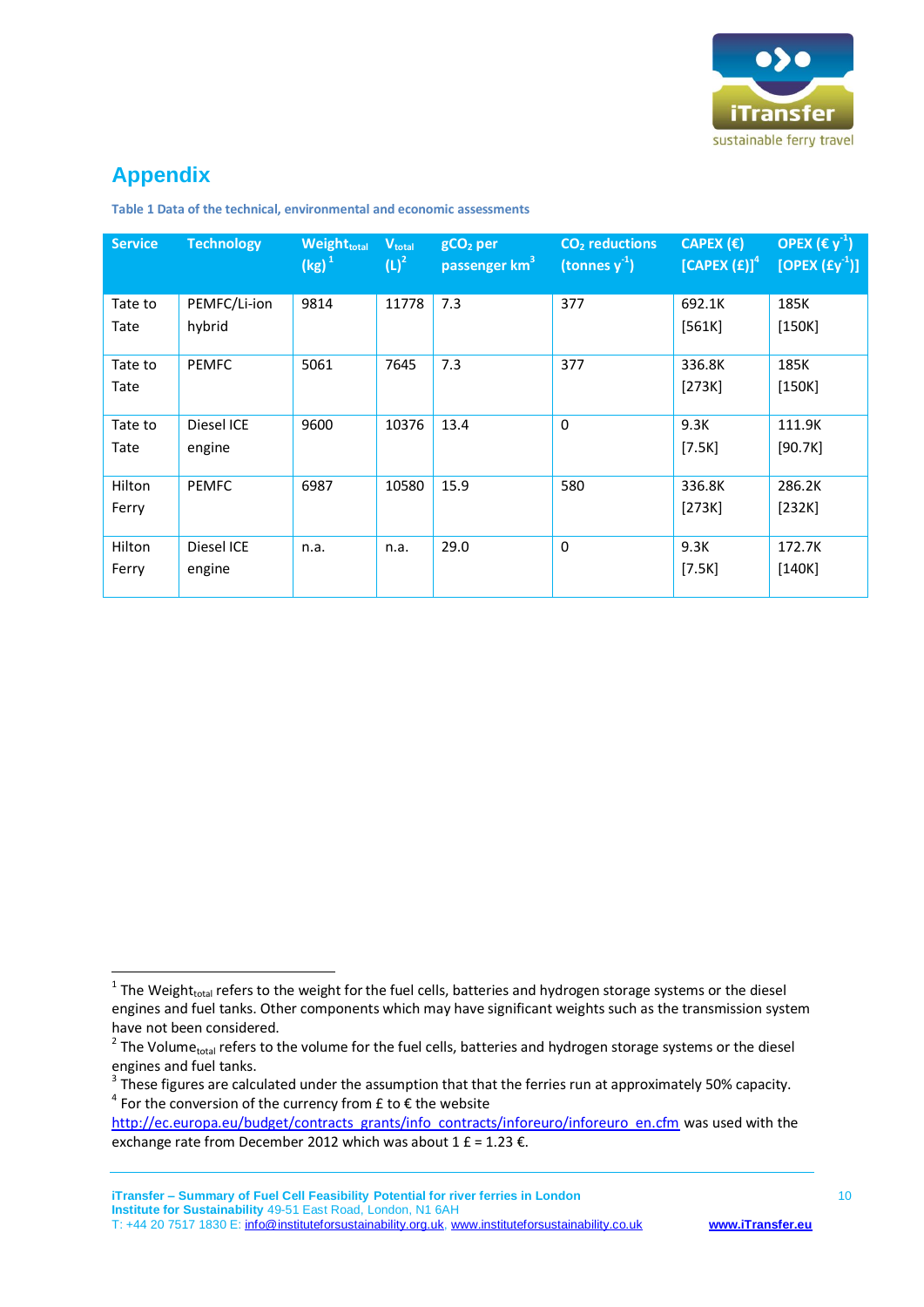# Appendix

**Table 1 Data of the technical, environmental and economic assessments**

| Service | Technology | $Weight_{total}$ (kg) [1] | $V_{total}$ (L) [2] | $gCO_2$ per passenger km [3] | $CO_2$ reductions (tonnes $y^{-1}$) | CAPEX (€) [CAPEX (£)] [4] | OPEX (€ $y^{-1}$) [OPEX (£$y^{-1}$)] |
|---|---|---|---|---|---|---|---|
| Tate to Tate | PEMFC/Li-ion hybrid | 9814 | 11778 | 7.3 | 377 | 692.1K [561K] | 185K [150K] |
| Tate to Tate | PEMFC | 5061 | 7645 | 7.3 | 377 | 336.8K [273K] | 185K [150K] |
| Tate to Tate | Diesel ICE engine | 9600 | 10376 | 13.4 | 0 | 9.3K [7.5K] | 111.9K [90.7K] |
| Hilton Ferry | PEMFC | 6987 | 10580 | 15.9 | 580 | 336.8K [273K] | 286.2K [232K] |
| Hilton Ferry | Diesel ICE engine | n.a. | n.a. | 29.0 | 0 | 9.3K [7.5K] | 172.7K [140K] |

[1] The $Weight_{total}$ refers to the weight for the fuel cells, batteries and hydrogen storage systems or the diesel engines and fuel tanks. Other components which may have significant weights such as the transmission system have not been considered.

[2] The $Volume_{total}$ refers to the volume for the fuel cells, batteries and hydrogen storage systems or the diesel engines and fuel tanks.

[3] These figures are calculated under the assumption that that the ferries run at approximately 50% capacity.

[4] For the conversion of the currency from £ to € the website http://ec.europa.eu/budget/contracts_grants/info_contracts/inforeuro/inforeuro_en.cfm was used with the exchange rate from December 2012 which was about 1 £ = 1.23 €.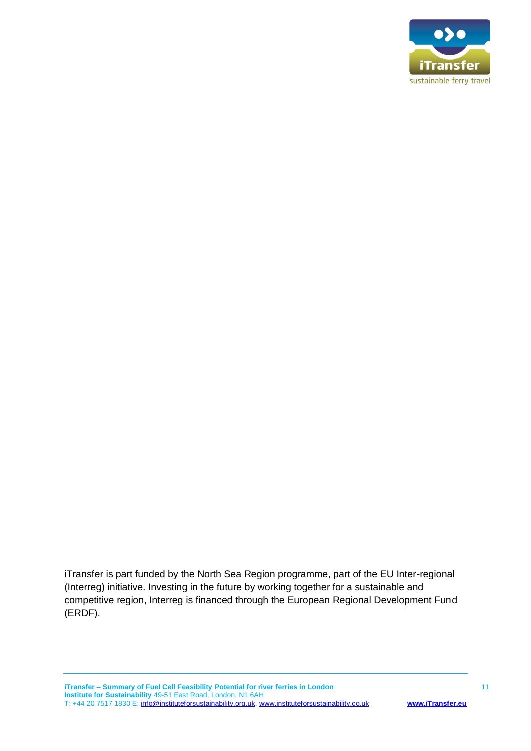iTransfer is part funded by the North Sea Region programme, part of the EU Inter-regional (Interreg) initiative. Investing in the future by working together for a sustainable and competitive region, Interreg is financed through the European Regional Development Fund (ERDF).